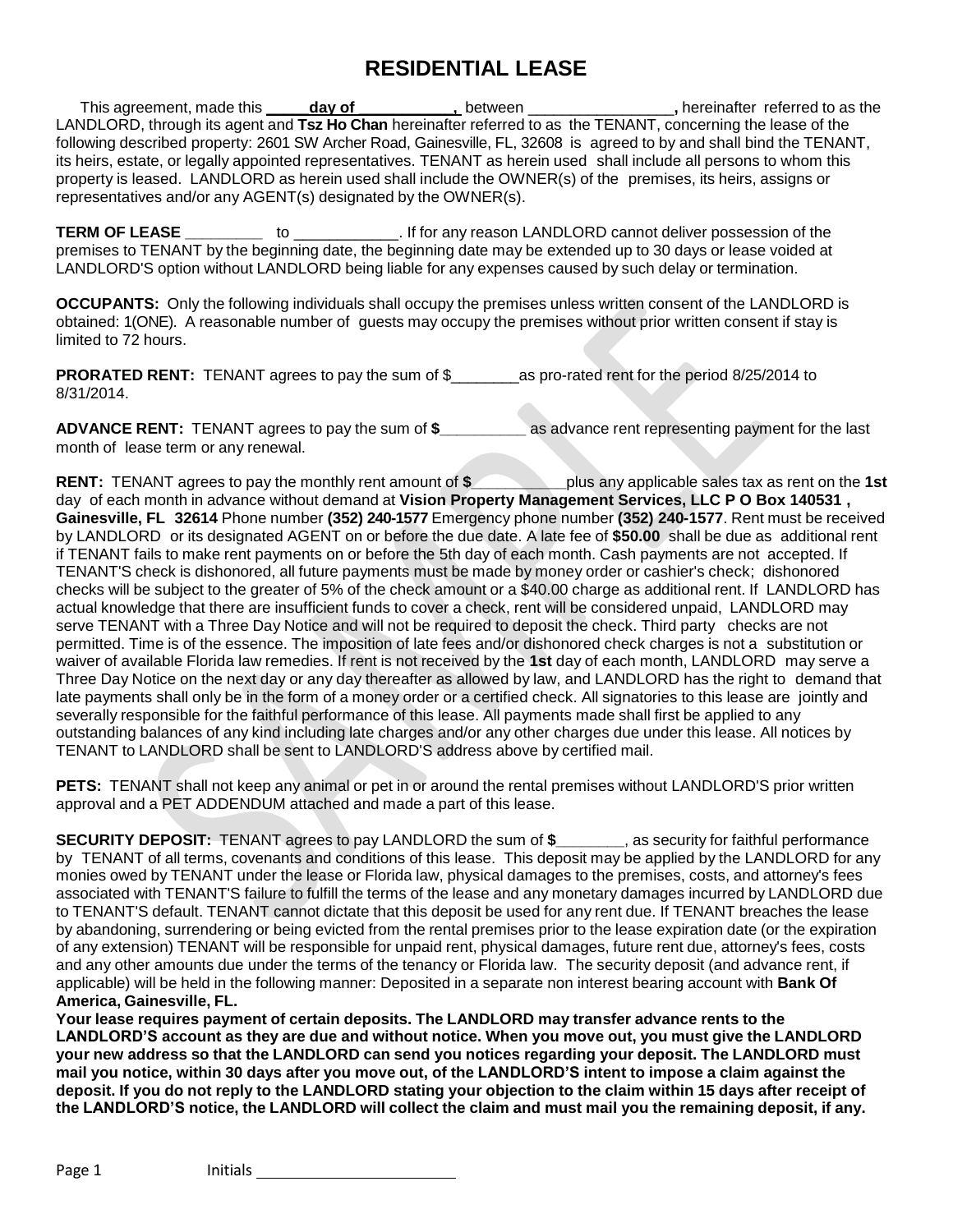# RESIDENTIAL LEASE

This agreement, made this **_____day of ___________,** between ________________**,** hereinafter referred to as the LANDLORD, through its agent and **Tsz Ho Chan** hereinafter referred to as the TENANT, concerning the lease of the following described property: 2601 SW Archer Road, Gainesville, FL, 32608 is agreed to by and shall bind the TENANT, its heirs, estate, or legally appointed representatives. TENANT as herein used shall include all persons to whom this property is leased. LANDLORD as herein used shall include the OWNER(s) of the premises, its heirs, assigns or representatives and/or any AGENT(s) designated by the OWNER(s).

**TERM OF LEASE** _________ to ____________. If for any reason LANDLORD cannot deliver possession of the premises to TENANT by the beginning date, the beginning date may be extended up to 30 days or lease voided at LANDLORD'S option without LANDLORD being liable for any expenses caused by such delay or termination.

**OCCUPANTS:** Only the following individuals shall occupy the premises unless written consent of the LANDLORD is obtained: 1(ONE). A reasonable number of guests may occupy the premises without prior written consent if stay is limited to 72 hours.

**PRORATED RENT:** TENANT agrees to pay the sum of $________as pro-rated rent for the period 8/25/2014 to 8/31/2014.

**ADVANCE RENT:** TENANT agrees to pay the sum of **$**__________ as advance rent representing payment for the last month of lease term or any renewal.

**RENT:** TENANT agrees to pay the monthly rent amount of **$**___________plus any applicable sales tax as rent on the **1st** day of each month in advance without demand at **Vision Property Management Services, LLC P O Box 140531 , Gainesville, FL 32614** Phone number **(352) 240-1577** Emergency phone number **(352) 240-1577**. Rent must be received by LANDLORD or its designated AGENT on or before the due date. A late fee of **$50.00** shall be due as additional rent if TENANT fails to make rent payments on or before the 5th day of each month. Cash payments are not accepted. If TENANT'S check is dishonored, all future payments must be made by money order or cashier's check; dishonored checks will be subject to the greater of 5% of the check amount or a $40.00 charge as additional rent. If LANDLORD has actual knowledge that there are insufficient funds to cover a check, rent will be considered unpaid, LANDLORD may serve TENANT with a Three Day Notice and will not be required to deposit the check. Third party checks are not permitted. Time is of the essence. The imposition of late fees and/or dishonored check charges is not a substitution or waiver of available Florida law remedies. If rent is not received by the **1st** day of each month, LANDLORD may serve a Three Day Notice on the next day or any day thereafter as allowed by law, and LANDLORD has the right to demand that late payments shall only be in the form of a money order or a certified check. All signatories to this lease are jointly and severally responsible for the faithful performance of this lease. All payments made shall first be applied to any outstanding balances of any kind including late charges and/or any other charges due under this lease. All notices by TENANT to LANDLORD shall be sent to LANDLORD'S address above by certified mail.

**PETS:** TENANT shall not keep any animal or pet in or around the rental premises without LANDLORD'S prior written approval and a PET ADDENDUM attached and made a part of this lease.

**SECURITY DEPOSIT:** TENANT agrees to pay LANDLORD the sum of **$**________, as security for faithful performance by TENANT of all terms, covenants and conditions of this lease. This deposit may be applied by the LANDLORD for any monies owed by TENANT under the lease or Florida law, physical damages to the premises, costs, and attorney's fees associated with TENANT'S failure to fulfill the terms of the lease and any monetary damages incurred by LANDLORD due to TENANT'S default. TENANT cannot dictate that this deposit be used for any rent due. If TENANT breaches the lease by abandoning, surrendering or being evicted from the rental premises prior to the lease expiration date (or the expiration of any extension) TENANT will be responsible for unpaid rent, physical damages, future rent due, attorney's fees, costs and any other amounts due under the terms of the tenancy or Florida law. The security deposit (and advance rent, if applicable) will be held in the following manner: Deposited in a separate non interest bearing account with **Bank Of America, Gainesville, FL.**

**Your lease requires payment of certain deposits. The LANDLORD may transfer advance rents to the LANDLORD'S account as they are due and without notice. When you move out, you must give the LANDLORD your new address so that the LANDLORD can send you notices regarding your deposit. The LANDLORD must mail you notice, within 30 days after you move out, of the LANDLORD'S intent to impose a claim against the deposit. If you do not reply to the LANDLORD stating your objection to the claim within 15 days after receipt of the LANDLORD'S notice, the LANDLORD will collect the claim and must mail you the remaining deposit, if any.**

Initials ______________________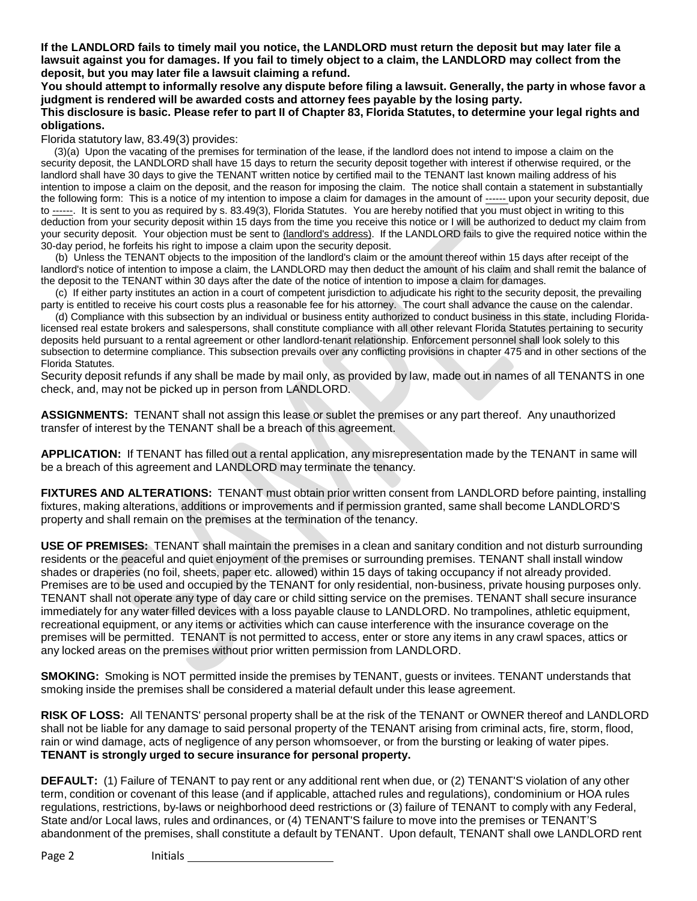**If the LANDLORD fails to timely mail you notice, the LANDLORD must return the deposit but may later file a lawsuit against you for damages. If you fail to timely object to a claim, the LANDLORD may collect from the deposit, but you may later file a lawsuit claiming a refund.**

**You should attempt to informally resolve any dispute before filing a lawsuit. Generally, the party in whose favor a judgment is rendered will be awarded costs and attorney fees payable by the losing party.**

**This disclosure is basic. Please refer to part II of Chapter 83, Florida Statutes, to determine your legal rights and obligations.**

Florida statutory law, 83.49(3) provides:

(3)(a) Upon the vacating of the premises for termination of the lease, if the landlord does not intend to impose a claim on the security deposit, the LANDLORD shall have 15 days to return the security deposit together with interest if otherwise required, or the landlord shall have 30 days to give the TENANT written notice by certified mail to the TENANT last known mailing address of his intention to impose a claim on the deposit, and the reason for imposing the claim. The notice shall contain a statement in substantially the following form: This is a notice of my intention to impose a claim for damages in the amount of ------ upon your security deposit, due to ------. It is sent to you as required by s. 83.49(3), Florida Statutes. You are hereby notified that you must object in writing to this deduction from your security deposit within 15 days from the time you receive this notice or I will be authorized to deduct my claim from your security deposit. Your objection must be sent to (landlord's address). If the LANDLORD fails to give the required notice within the 30-day period, he forfeits his right to impose a claim upon the security deposit.

(b) Unless the TENANT objects to the imposition of the landlord's claim or the amount thereof within 15 days after receipt of the landlord's notice of intention to impose a claim, the LANDLORD may then deduct the amount of his claim and shall remit the balance of the deposit to the TENANT within 30 days after the date of the notice of intention to impose a claim for damages.

(c) If either party institutes an action in a court of competent jurisdiction to adjudicate his right to the security deposit, the prevailing party is entitled to receive his court costs plus a reasonable fee for his attorney. The court shall advance the cause on the calendar.

(d) Compliance with this subsection by an individual or business entity authorized to conduct business in this state, including Florida-licensed real estate brokers and salespersons, shall constitute compliance with all other relevant Florida Statutes pertaining to security deposits held pursuant to a rental agreement or other landlord-tenant relationship. Enforcement personnel shall look solely to this subsection to determine compliance. This subsection prevails over any conflicting provisions in chapter 475 and in other sections of the Florida Statutes.

Security deposit refunds if any shall be made by mail only, as provided by law, made out in names of all TENANTS in one check, and, may not be picked up in person from LANDLORD.

**ASSIGNMENTS:** TENANT shall not assign this lease or sublet the premises or any part thereof. Any unauthorized transfer of interest by the TENANT shall be a breach of this agreement.

**APPLICATION:** If TENANT has filled out a rental application, any misrepresentation made by the TENANT in same will be a breach of this agreement and LANDLORD may terminate the tenancy.

**FIXTURES AND ALTERATIONS:** TENANT must obtain prior written consent from LANDLORD before painting, installing fixtures, making alterations, additions or improvements and if permission granted, same shall become LANDLORD'S property and shall remain on the premises at the termination of the tenancy.

**USE OF PREMISES:** TENANT shall maintain the premises in a clean and sanitary condition and not disturb surrounding residents or the peaceful and quiet enjoyment of the premises or surrounding premises. TENANT shall install window shades or draperies (no foil, sheets, paper etc. allowed) within 15 days of taking occupancy if not already provided. Premises are to be used and occupied by the TENANT for only residential, non-business, private housing purposes only. TENANT shall not operate any type of day care or child sitting service on the premises. TENANT shall secure insurance immediately for any water filled devices with a loss payable clause to LANDLORD. No trampolines, athletic equipment, recreational equipment, or any items or activities which can cause interference with the insurance coverage on the premises will be permitted. TENANT is not permitted to access, enter or store any items in any crawl spaces, attics or any locked areas on the premises without prior written permission from LANDLORD.

**SMOKING:** Smoking is NOT permitted inside the premises by TENANT, guests or invitees. TENANT understands that smoking inside the premises shall be considered a material default under this lease agreement.

**RISK OF LOSS:** All TENANTS' personal property shall be at the risk of the TENANT or OWNER thereof and LANDLORD shall not be liable for any damage to said personal property of the TENANT arising from criminal acts, fire, storm, flood, rain or wind damage, acts of negligence of any person whomsoever, or from the bursting or leaking of water pipes. **TENANT is strongly urged to secure insurance for personal property.**

**DEFAULT:** (1) Failure of TENANT to pay rent or any additional rent when due, or (2) TENANT'S violation of any other term, condition or covenant of this lease (and if applicable, attached rules and regulations), condominium or HOA rules regulations, restrictions, by-laws or neighborhood deed restrictions or (3) failure of TENANT to comply with any Federal, State and/or Local laws, rules and ordinances, or (4) TENANT'S failure to move into the premises or TENANT'S abandonment of the premises, shall constitute a default by TENANT. Upon default, TENANT shall owe LANDLORD rent

Initials ______________________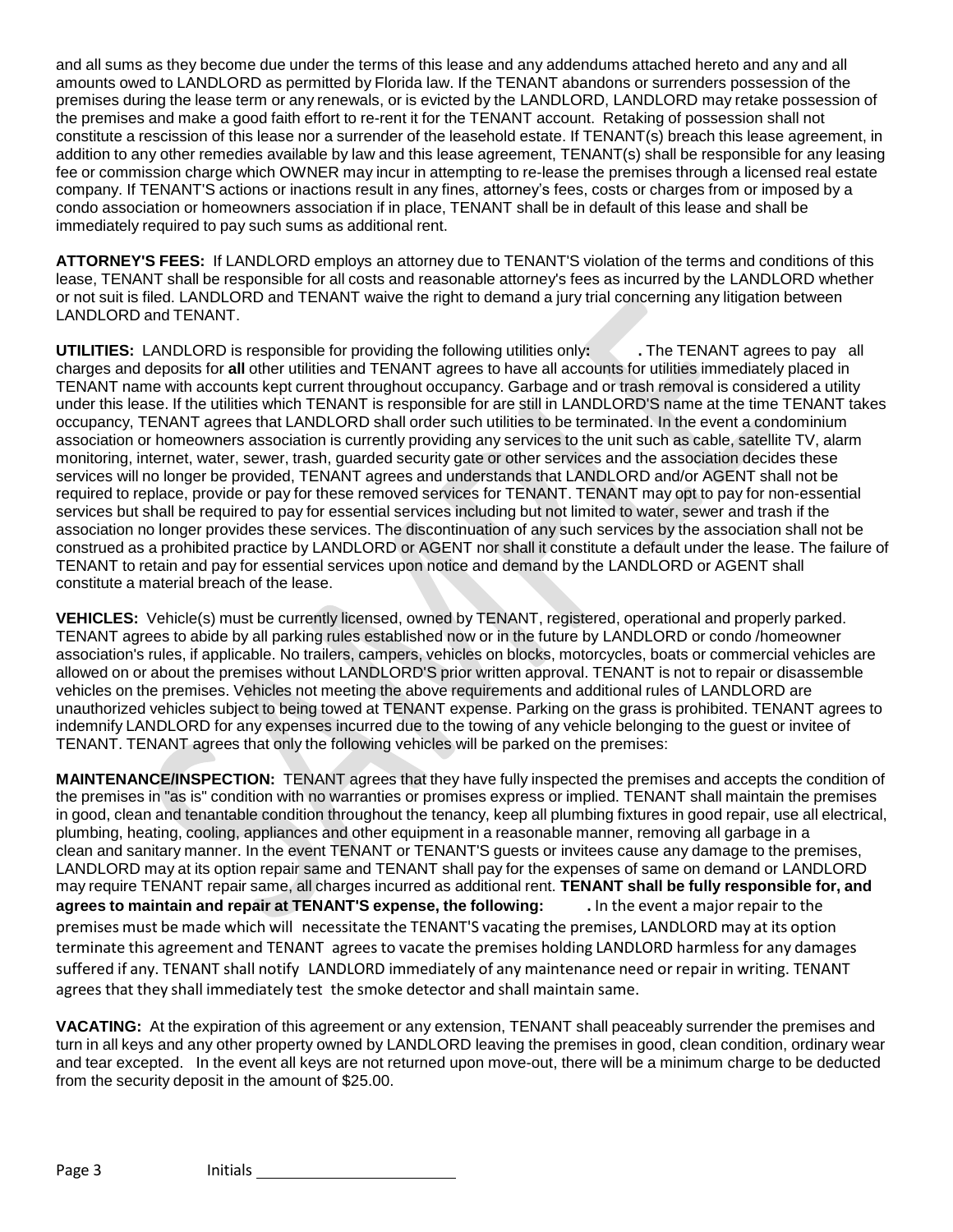and all sums as they become due under the terms of this lease and any addendums attached hereto and any and all amounts owed to LANDLORD as permitted by Florida law. If the TENANT abandons or surrenders possession of the premises during the lease term or any renewals, or is evicted by the LANDLORD, LANDLORD may retake possession of the premises and make a good faith effort to re-rent it for the TENANT account. Retaking of possession shall not constitute a rescission of this lease nor a surrender of the leasehold estate. If TENANT(s) breach this lease agreement, in addition to any other remedies available by law and this lease agreement, TENANT(s) shall be responsible for any leasing fee or commission charge which OWNER may incur in attempting to re-lease the premises through a licensed real estate company. If TENANT'S actions or inactions result in any fines, attorney's fees, costs or charges from or imposed by a condo association or homeowners association if in place, TENANT shall be in default of this lease and shall be immediately required to pay such sums as additional rent.

**ATTORNEY'S FEES:** If LANDLORD employs an attorney due to TENANT'S violation of the terms and conditions of this lease, TENANT shall be responsible for all costs and reasonable attorney's fees as incurred by the LANDLORD whether or not suit is filed. LANDLORD and TENANT waive the right to demand a jury trial concerning any litigation between LANDLORD and TENANT.

**UTILITIES:** LANDLORD is responsible for providing the following utilities only**: .** The TENANT agrees to pay all charges and deposits for **all** other utilities and TENANT agrees to have all accounts for utilities immediately placed in TENANT name with accounts kept current throughout occupancy. Garbage and or trash removal is considered a utility under this lease. If the utilities which TENANT is responsible for are still in LANDLORD'S name at the time TENANT takes occupancy, TENANT agrees that LANDLORD shall order such utilities to be terminated. In the event a condominium association or homeowners association is currently providing any services to the unit such as cable, satellite TV, alarm monitoring, internet, water, sewer, trash, guarded security gate or other services and the association decides these services will no longer be provided, TENANT agrees and understands that LANDLORD and/or AGENT shall not be required to replace, provide or pay for these removed services for TENANT. TENANT may opt to pay for non-essential services but shall be required to pay for essential services including but not limited to water, sewer and trash if the association no longer provides these services. The discontinuation of any such services by the association shall not be construed as a prohibited practice by LANDLORD or AGENT nor shall it constitute a default under the lease. The failure of TENANT to retain and pay for essential services upon notice and demand by the LANDLORD or AGENT shall constitute a material breach of the lease.

**VEHICLES:** Vehicle(s) must be currently licensed, owned by TENANT, registered, operational and properly parked. TENANT agrees to abide by all parking rules established now or in the future by LANDLORD or condo /homeowner association's rules, if applicable. No trailers, campers, vehicles on blocks, motorcycles, boats or commercial vehicles are allowed on or about the premises without LANDLORD'S prior written approval. TENANT is not to repair or disassemble vehicles on the premises. Vehicles not meeting the above requirements and additional rules of LANDLORD are unauthorized vehicles subject to being towed at TENANT expense. Parking on the grass is prohibited. TENANT agrees to indemnify LANDLORD for any expenses incurred due to the towing of any vehicle belonging to the guest or invitee of TENANT. TENANT agrees that only the following vehicles will be parked on the premises:

**MAINTENANCE/INSPECTION:** TENANT agrees that they have fully inspected the premises and accepts the condition of the premises in "as is" condition with no warranties or promises express or implied. TENANT shall maintain the premises in good, clean and tenantable condition throughout the tenancy, keep all plumbing fixtures in good repair, use all electrical, plumbing, heating, cooling, appliances and other equipment in a reasonable manner, removing all garbage in a clean and sanitary manner. In the event TENANT or TENANT'S guests or invitees cause any damage to the premises, LANDLORD may at its option repair same and TENANT shall pay for the expenses of same on demand or LANDLORD may require TENANT repair same, all charges incurred as additional rent. **TENANT shall be fully responsible for, and agrees to maintain and repair at TENANT'S expense, the following: .** In the event a major repair to the premises must be made which will necessitate the TENANT'S vacating the premises, LANDLORD may at its option terminate this agreement and TENANT agrees to vacate the premises holding LANDLORD harmless for any damages suffered if any. TENANT shall notify LANDLORD immediately of any maintenance need or repair in writing. TENANT agrees that they shall immediately test the smoke detector and shall maintain same.

**VACATING:** At the expiration of this agreement or any extension, TENANT shall peaceably surrender the premises and turn in all keys and any other property owned by LANDLORD leaving the premises in good, clean condition, ordinary wear and tear excepted. In the event all keys are not returned upon move-out, there will be a minimum charge to be deducted from the security deposit in the amount of $25.00.

Initials ______________________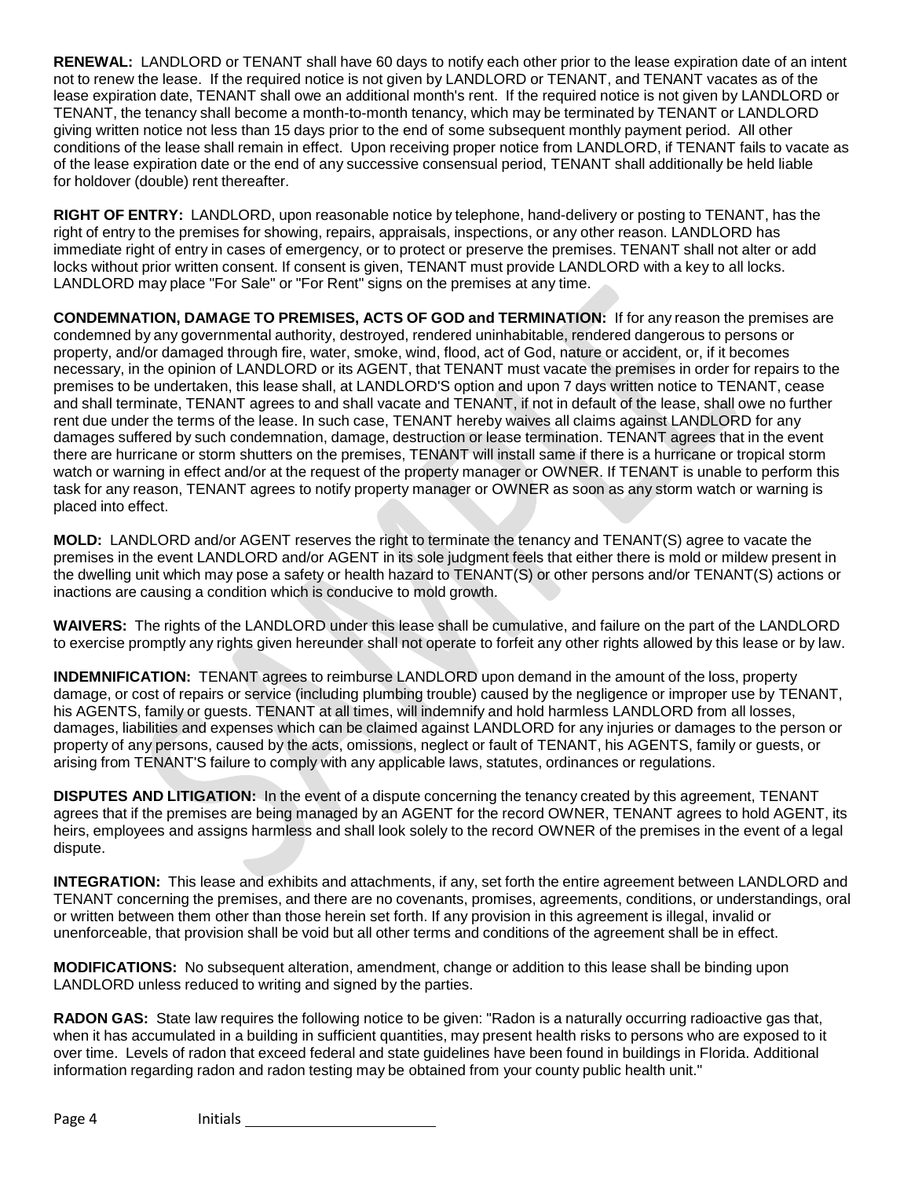**RENEWAL:** LANDLORD or TENANT shall have 60 days to notify each other prior to the lease expiration date of an intent not to renew the lease. If the required notice is not given by LANDLORD or TENANT, and TENANT vacates as of the lease expiration date, TENANT shall owe an additional month's rent. If the required notice is not given by LANDLORD or TENANT, the tenancy shall become a month-to-month tenancy, which may be terminated by TENANT or LANDLORD giving written notice not less than 15 days prior to the end of some subsequent monthly payment period. All other conditions of the lease shall remain in effect. Upon receiving proper notice from LANDLORD, if TENANT fails to vacate as of the lease expiration date or the end of any successive consensual period, TENANT shall additionally be held liable for holdover (double) rent thereafter.

**RIGHT OF ENTRY:** LANDLORD, upon reasonable notice by telephone, hand-delivery or posting to TENANT, has the right of entry to the premises for showing, repairs, appraisals, inspections, or any other reason. LANDLORD has immediate right of entry in cases of emergency, or to protect or preserve the premises. TENANT shall not alter or add locks without prior written consent. If consent is given, TENANT must provide LANDLORD with a key to all locks. LANDLORD may place "For Sale" or "For Rent" signs on the premises at any time.

**CONDEMNATION, DAMAGE TO PREMISES, ACTS OF GOD and TERMINATION:** If for any reason the premises are condemned by any governmental authority, destroyed, rendered uninhabitable, rendered dangerous to persons or property, and/or damaged through fire, water, smoke, wind, flood, act of God, nature or accident, or, if it becomes necessary, in the opinion of LANDLORD or its AGENT, that TENANT must vacate the premises in order for repairs to the premises to be undertaken, this lease shall, at LANDLORD'S option and upon 7 days written notice to TENANT, cease and shall terminate, TENANT agrees to and shall vacate and TENANT, if not in default of the lease, shall owe no further rent due under the terms of the lease. In such case, TENANT hereby waives all claims against LANDLORD for any damages suffered by such condemnation, damage, destruction or lease termination. TENANT agrees that in the event there are hurricane or storm shutters on the premises, TENANT will install same if there is a hurricane or tropical storm watch or warning in effect and/or at the request of the property manager or OWNER. If TENANT is unable to perform this task for any reason, TENANT agrees to notify property manager or OWNER as soon as any storm watch or warning is placed into effect.

**MOLD:** LANDLORD and/or AGENT reserves the right to terminate the tenancy and TENANT(S) agree to vacate the premises in the event LANDLORD and/or AGENT in its sole judgment feels that either there is mold or mildew present in the dwelling unit which may pose a safety or health hazard to TENANT(S) or other persons and/or TENANT(S) actions or inactions are causing a condition which is conducive to mold growth.

**WAIVERS:** The rights of the LANDLORD under this lease shall be cumulative, and failure on the part of the LANDLORD to exercise promptly any rights given hereunder shall not operate to forfeit any other rights allowed by this lease or by law.

**INDEMNIFICATION:** TENANT agrees to reimburse LANDLORD upon demand in the amount of the loss, property damage, or cost of repairs or service (including plumbing trouble) caused by the negligence or improper use by TENANT, his AGENTS, family or guests. TENANT at all times, will indemnify and hold harmless LANDLORD from all losses, damages, liabilities and expenses which can be claimed against LANDLORD for any injuries or damages to the person or property of any persons, caused by the acts, omissions, neglect or fault of TENANT, his AGENTS, family or guests, or arising from TENANT'S failure to comply with any applicable laws, statutes, ordinances or regulations.

**DISPUTES AND LITIGATION:** In the event of a dispute concerning the tenancy created by this agreement, TENANT agrees that if the premises are being managed by an AGENT for the record OWNER, TENANT agrees to hold AGENT, its heirs, employees and assigns harmless and shall look solely to the record OWNER of the premises in the event of a legal dispute.

**INTEGRATION:** This lease and exhibits and attachments, if any, set forth the entire agreement between LANDLORD and TENANT concerning the premises, and there are no covenants, promises, agreements, conditions, or understandings, oral or written between them other than those herein set forth. If any provision in this agreement is illegal, invalid or unenforceable, that provision shall be void but all other terms and conditions of the agreement shall be in effect.

**MODIFICATIONS:** No subsequent alteration, amendment, change or addition to this lease shall be binding upon LANDLORD unless reduced to writing and signed by the parties.

**RADON GAS:** State law requires the following notice to be given: "Radon is a naturally occurring radioactive gas that, when it has accumulated in a building in sufficient quantities, may present health risks to persons who are exposed to it over time. Levels of radon that exceed federal and state guidelines have been found in buildings in Florida. Additional information regarding radon and radon testing may be obtained from your county public health unit."

Initials ______________________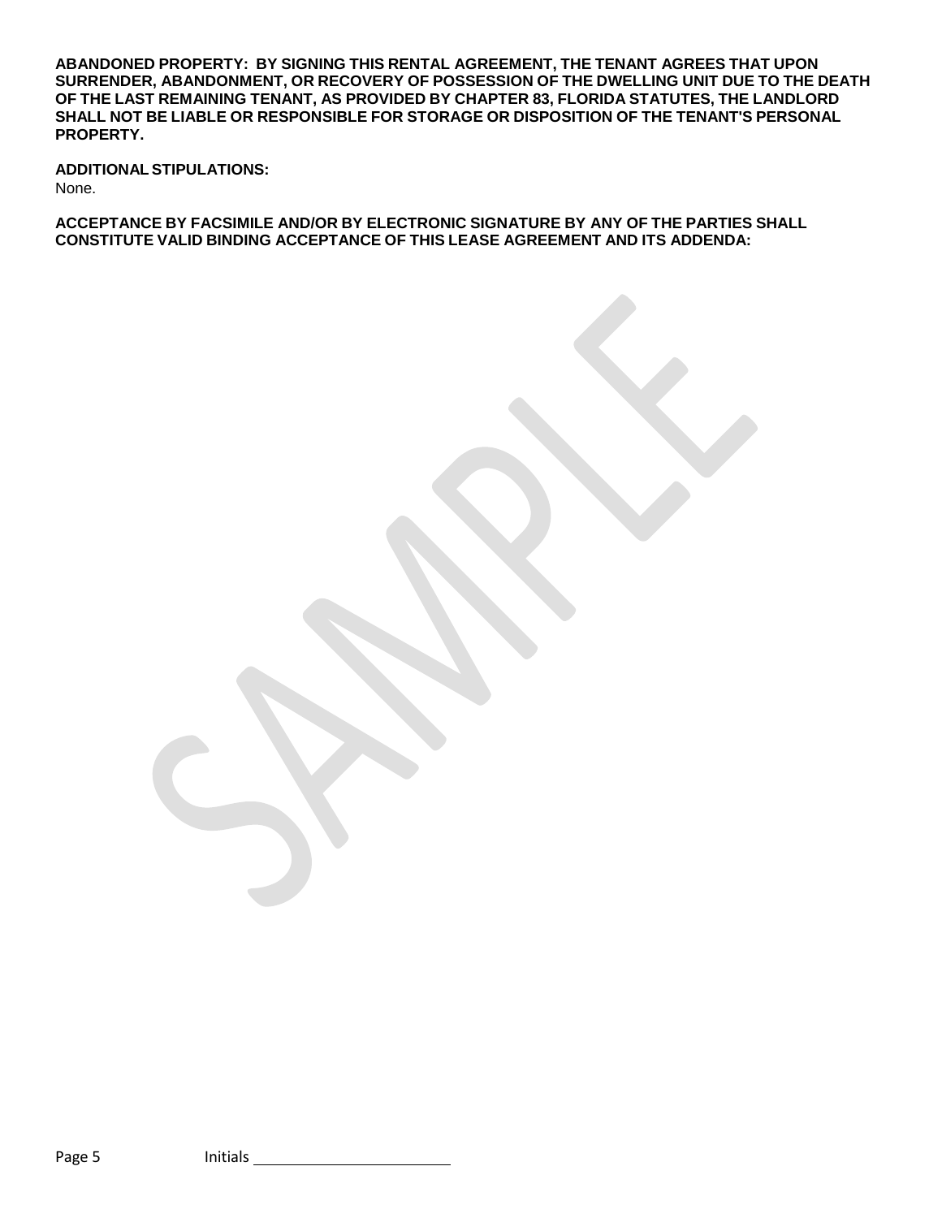**ABANDONED PROPERTY: BY SIGNING THIS RENTAL AGREEMENT, THE TENANT AGREES THAT UPON SURRENDER, ABANDONMENT, OR RECOVERY OF POSSESSION OF THE DWELLING UNIT DUE TO THE DEATH OF THE LAST REMAINING TENANT, AS PROVIDED BY CHAPTER 83, FLORIDA STATUTES, THE LANDLORD SHALL NOT BE LIABLE OR RESPONSIBLE FOR STORAGE OR DISPOSITION OF THE TENANT'S PERSONAL PROPERTY.**

**ADDITIONAL STIPULATIONS:**

None.

**ACCEPTANCE BY FACSIMILE AND/OR BY ELECTRONIC SIGNATURE BY ANY OF THE PARTIES SHALL CONSTITUTE VALID BINDING ACCEPTANCE OF THIS LEASE AGREEMENT AND ITS ADDENDA:**

Initials ______________________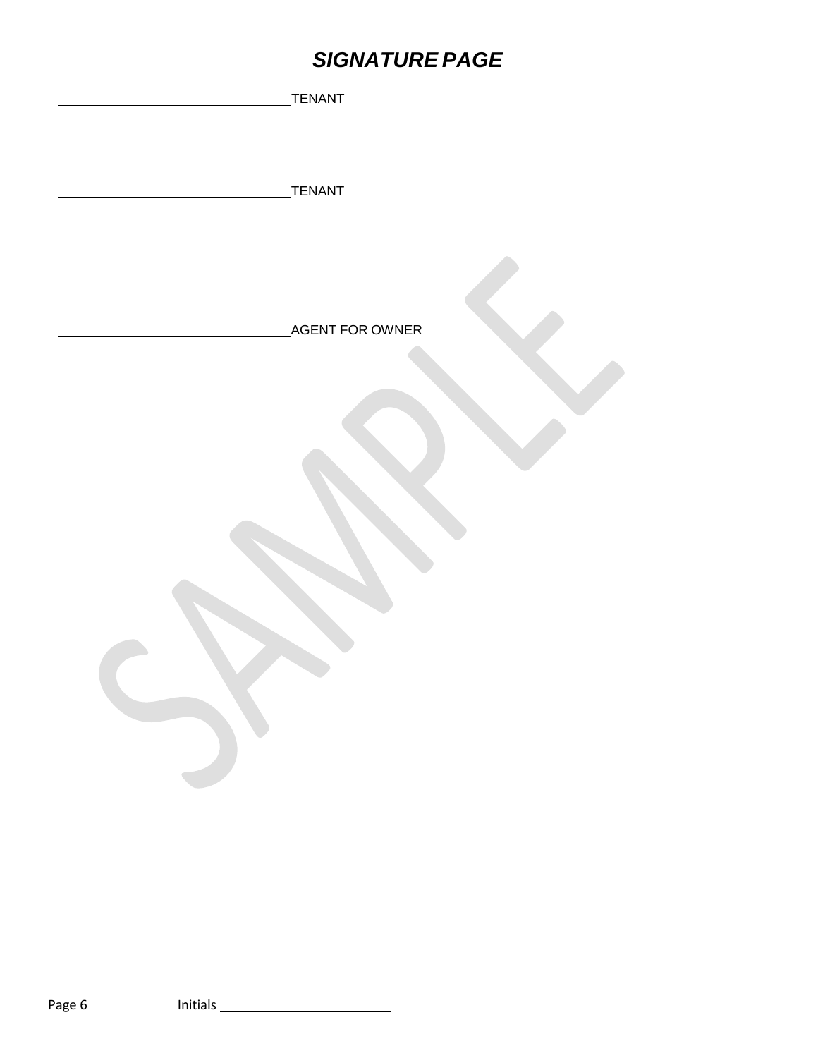# *SIGNATURE PAGE*

\_\_\_\_\_\_\_\_\_\_\_\_\_\_\_\_\_\_\_\_\_\_\_\_\_\_\_\_\_\_\_\_ TENANT

\_\_\_\_\_\_\_\_\_\_\_\_\_\_\_\_\_\_\_\_\_\_\_\_\_\_\_\_\_\_\_\_ TENANT

\_\_\_\_\_\_\_\_\_\_\_\_\_\_\_\_\_\_\_\_\_\_\_\_\_\_\_\_\_\_\_\_ AGENT FOR OWNER

Initials \_\_\_\_\_\_\_\_\_\_\_\_\_\_\_\_\_\_\_\_\_\_\_\_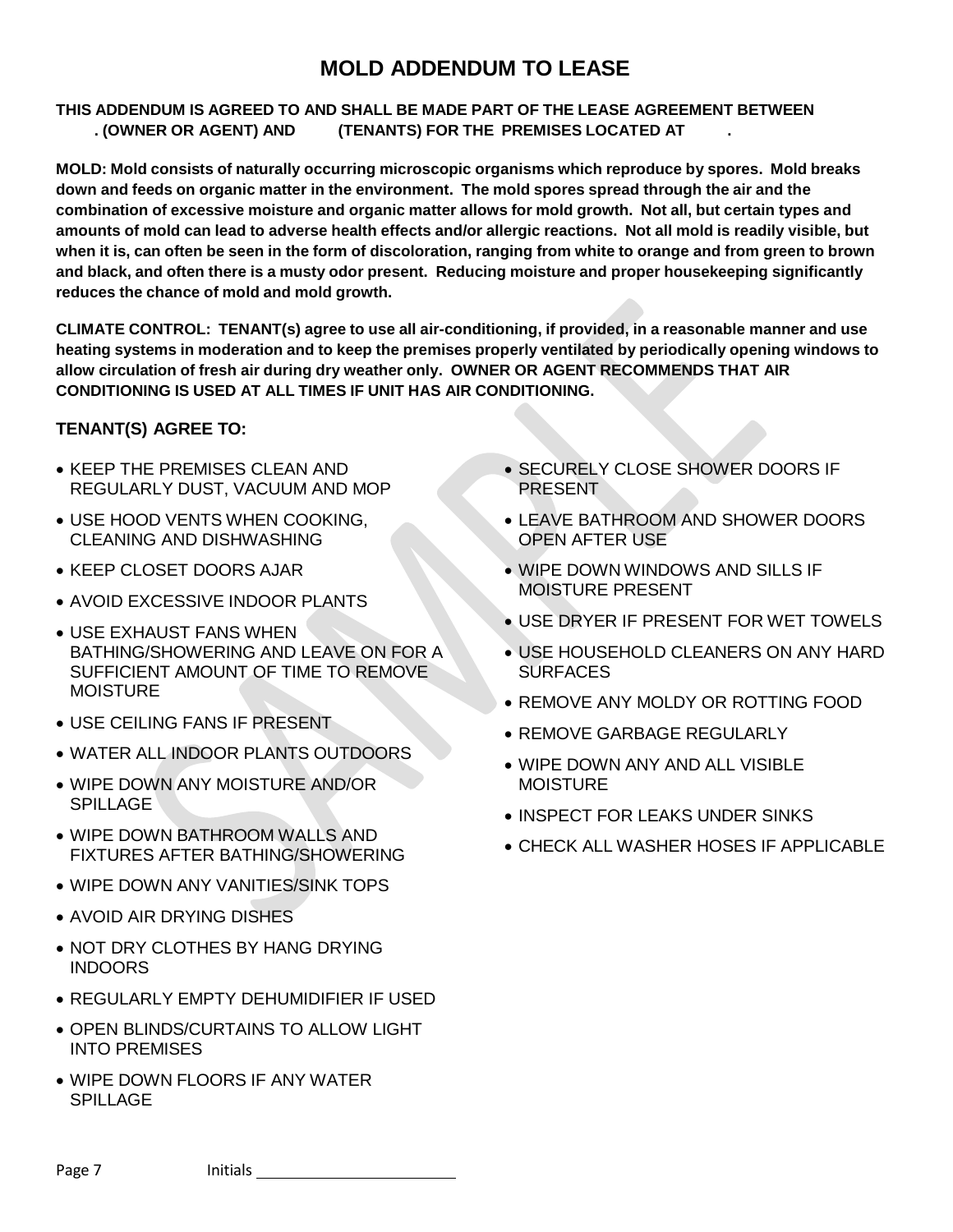# MOLD ADDENDUM TO LEASE

**THIS ADDENDUM IS AGREED TO AND SHALL BE MADE PART OF THE LEASE AGREEMENT BETWEEN . (OWNER OR AGENT) AND (TENANTS) FOR THE PREMISES LOCATED AT .**

**MOLD: Mold consists of naturally occurring microscopic organisms which reproduce by spores. Mold breaks down and feeds on organic matter in the environment. The mold spores spread through the air and the combination of excessive moisture and organic matter allows for mold growth. Not all, but certain types and amounts of mold can lead to adverse health effects and/or allergic reactions. Not all mold is readily visible, but when it is, can often be seen in the form of discoloration, ranging from white to orange and from green to brown and black, and often there is a musty odor present. Reducing moisture and proper housekeeping significantly reduces the chance of mold and mold growth.**

**CLIMATE CONTROL: TENANT(s) agree to use all air-conditioning, if provided, in a reasonable manner and use heating systems in moderation and to keep the premises properly ventilated by periodically opening windows to allow circulation of fresh air during dry weather only. OWNER OR AGENT RECOMMENDS THAT AIR CONDITIONING IS USED AT ALL TIMES IF UNIT HAS AIR CONDITIONING.**

**TENANT(S) AGREE TO:**

- KEEP THE PREMISES CLEAN AND REGULARLY DUST, VACUUM AND MOP
- USE HOOD VENTS WHEN COOKING, CLEANING AND DISHWASHING
- KEEP CLOSET DOORS AJAR
- AVOID EXCESSIVE INDOOR PLANTS
- USE EXHAUST FANS WHEN BATHING/SHOWERING AND LEAVE ON FOR A SUFFICIENT AMOUNT OF TIME TO REMOVE MOISTURE
- USE CEILING FANS IF PRESENT
- WATER ALL INDOOR PLANTS OUTDOORS
- WIPE DOWN ANY MOISTURE AND/OR SPILLAGE
- WIPE DOWN BATHROOM WALLS AND FIXTURES AFTER BATHING/SHOWERING
- WIPE DOWN ANY VANITIES/SINK TOPS
- AVOID AIR DRYING DISHES
- NOT DRY CLOTHES BY HANG DRYING INDOORS
- REGULARLY EMPTY DEHUMIDIFIER IF USED
- OPEN BLINDS/CURTAINS TO ALLOW LIGHT INTO PREMISES
- WIPE DOWN FLOORS IF ANY WATER SPILLAGE
- SECURELY CLOSE SHOWER DOORS IF PRESENT
- LEAVE BATHROOM AND SHOWER DOORS OPEN AFTER USE
- WIPE DOWN WINDOWS AND SILLS IF MOISTURE PRESENT
- USE DRYER IF PRESENT FOR WET TOWELS
- USE HOUSEHOLD CLEANERS ON ANY HARD SURFACES
- REMOVE ANY MOLDY OR ROTTING FOOD
- REMOVE GARBAGE REGULARLY
- WIPE DOWN ANY AND ALL VISIBLE MOISTURE
- INSPECT FOR LEAKS UNDER SINKS
- CHECK ALL WASHER HOSES IF APPLICABLE

Initials ______________________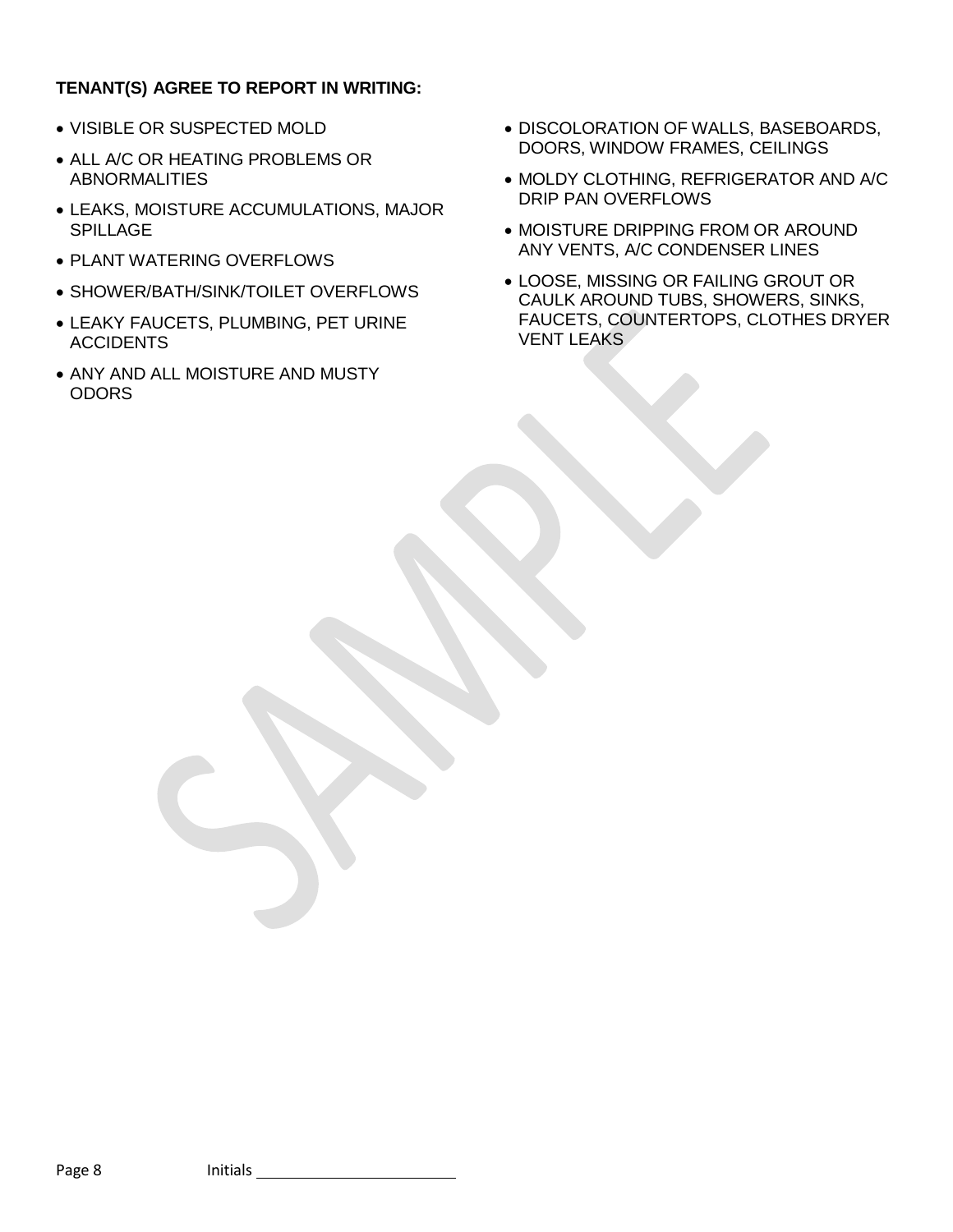**TENANT(S) AGREE TO REPORT IN WRITING:**

- VISIBLE OR SUSPECTED MOLD
- ALL A/C OR HEATING PROBLEMS OR ABNORMALITIES
- LEAKS, MOISTURE ACCUMULATIONS, MAJOR SPILLAGE
- PLANT WATERING OVERFLOWS
- SHOWER/BATH/SINK/TOILET OVERFLOWS
- LEAKY FAUCETS, PLUMBING, PET URINE ACCIDENTS
- ANY AND ALL MOISTURE AND MUSTY ODORS
- DISCOLORATION OF WALLS, BASEBOARDS, DOORS, WINDOW FRAMES, CEILINGS
- MOLDY CLOTHING, REFRIGERATOR AND A/C DRIP PAN OVERFLOWS
- MOISTURE DRIPPING FROM OR AROUND ANY VENTS, A/C CONDENSER LINES
- LOOSE, MISSING OR FAILING GROUT OR CAULK AROUND TUBS, SHOWERS, SINKS, FAUCETS, COUNTERTOPS, CLOTHES DRYER VENT LEAKS

Initials \_\_\_\_\_\_\_\_\_\_\_\_\_\_\_\_\_\_\_\_\_\_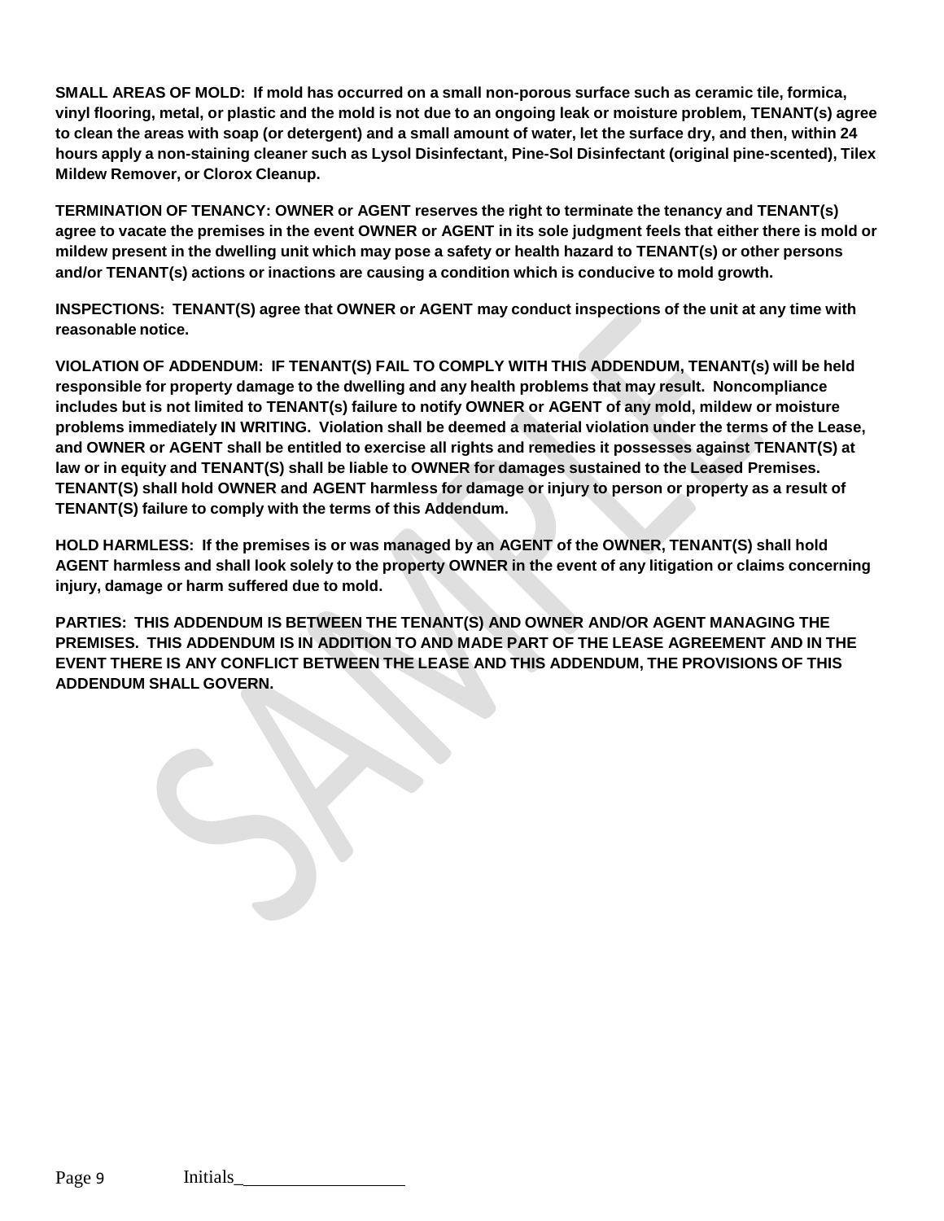**SMALL AREAS OF MOLD: If mold has occurred on a small non-porous surface such as ceramic tile, formica, vinyl flooring, metal, or plastic and the mold is not due to an ongoing leak or moisture problem, TENANT(s) agree to clean the areas with soap (or detergent) and a small amount of water, let the surface dry, and then, within 24 hours apply a non-staining cleaner such as Lysol Disinfectant, Pine-Sol Disinfectant (original pine-scented), Tilex Mildew Remover, or Clorox Cleanup.**

**TERMINATION OF TENANCY: OWNER or AGENT reserves the right to terminate the tenancy and TENANT(s) agree to vacate the premises in the event OWNER or AGENT in its sole judgment feels that either there is mold or mildew present in the dwelling unit which may pose a safety or health hazard to TENANT(s) or other persons and/or TENANT(s) actions or inactions are causing a condition which is conducive to mold growth.**

**INSPECTIONS: TENANT(S) agree that OWNER or AGENT may conduct inspections of the unit at any time with reasonable notice.**

**VIOLATION OF ADDENDUM: IF TENANT(S) FAIL TO COMPLY WITH THIS ADDENDUM, TENANT(s) will be held responsible for property damage to the dwelling and any health problems that may result. Noncompliance includes but is not limited to TENANT(s) failure to notify OWNER or AGENT of any mold, mildew or moisture problems immediately IN WRITING. Violation shall be deemed a material violation under the terms of the Lease, and OWNER or AGENT shall be entitled to exercise all rights and remedies it possesses against TENANT(S) at law or in equity and TENANT(S) shall be liable to OWNER for damages sustained to the Leased Premises. TENANT(S) shall hold OWNER and AGENT harmless for damage or injury to person or property as a result of TENANT(S) failure to comply with the terms of this Addendum.**

**HOLD HARMLESS: If the premises is or was managed by an AGENT of the OWNER, TENANT(S) shall hold AGENT harmless and shall look solely to the property OWNER in the event of any litigation or claims concerning injury, damage or harm suffered due to mold.**

**PARTIES: THIS ADDENDUM IS BETWEEN THE TENANT(S) AND OWNER AND/OR AGENT MANAGING THE PREMISES. THIS ADDENDUM IS IN ADDITION TO AND MADE PART OF THE LEASE AGREEMENT AND IN THE EVENT THERE IS ANY CONFLICT BETWEEN THE LEASE AND THIS ADDENDUM, THE PROVISIONS OF THIS ADDENDUM SHALL GOVERN.**

Initials\_\_\_\_\_\_\_\_\_\_\_\_\_\_\_\_\_\_